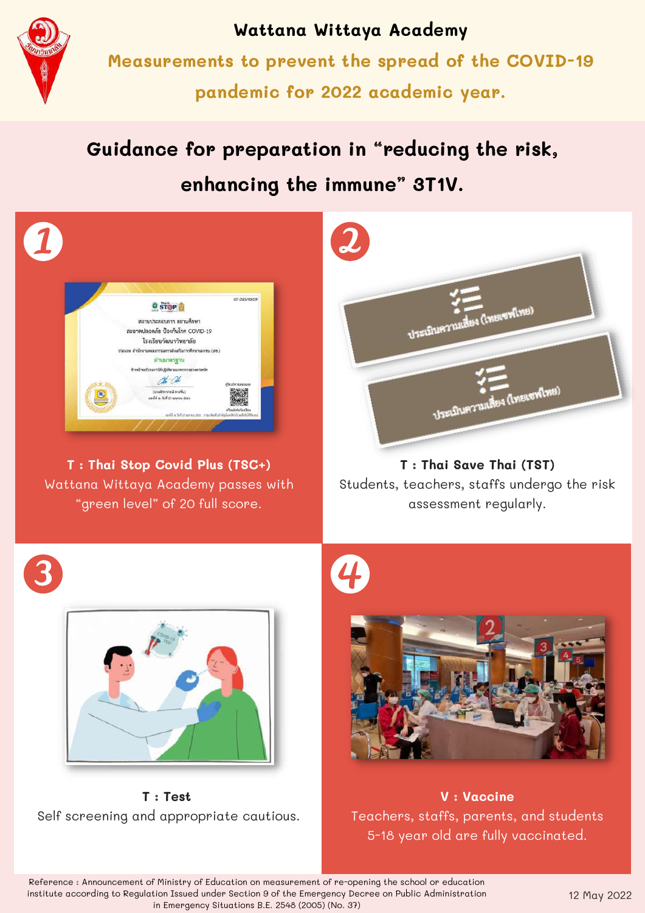# Wattana Wittaya Academy

## Measurements to prevent the spread of the COVID-19 pandemic for 2022 academic year.

## Guidance for preparation in "reducing the risk, enhancing the immune" 3T1V.

### 1

**T : Thai Stop Covid Plus (TSC+)**

Wattana Wittaya Academy passes with "green level" of 20 full score.

### 2

**T : Thai Save Thai (TST)**

Students, teachers, staffs undergo the risk assessment regularly.

### 3

**T : Test**

Self screening and appropriate cautious.

### 4

**V : Vaccine**

Teachers, staffs, parents, and students 5-18 year old are fully vaccinated.

Reference : Announcement of Ministry of Education on measurement of re-opening the school or education institute according to Regulation Issued under Section 9 of the Emergency Decree on Public Administration in Emergency Situations B.E. 2548 (2005) (No. 37)

12 May 2022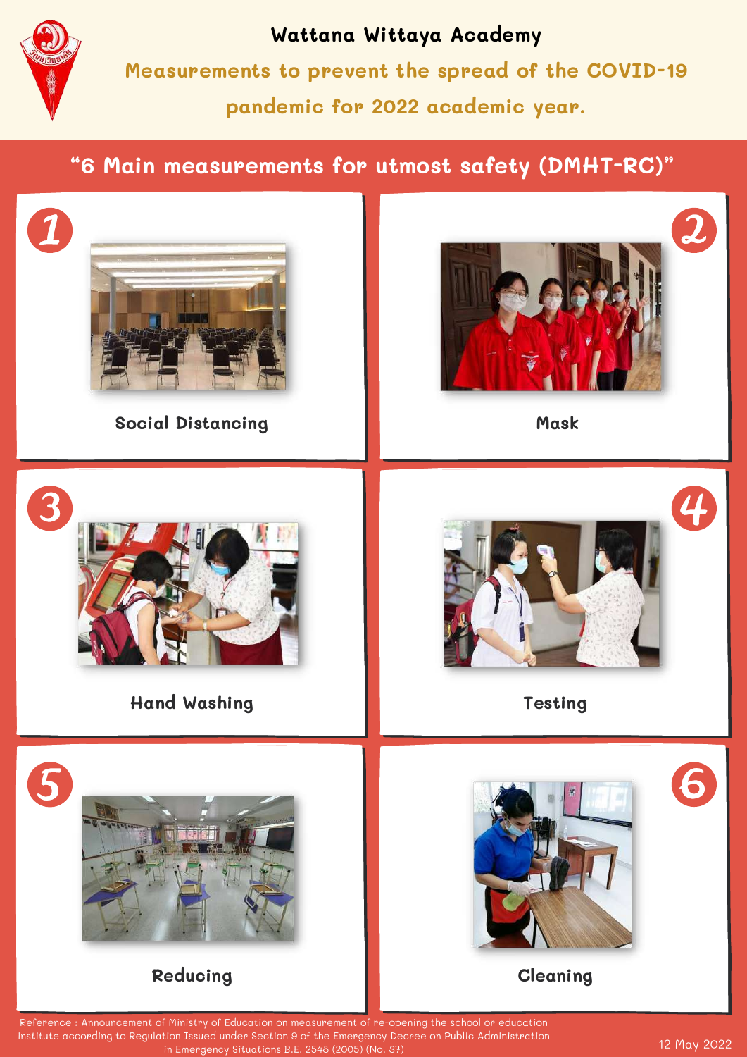# Wattana Wittaya Academy

## Measurements to prevent the spread of the COVID-19 pandemic for 2022 academic year.

### "6 Main measurements for utmost safety (DMHT-RC)"

1. Social Distancing
2. Mask
3. Hand Washing
4. Testing
5. Reducing
6. Cleaning

Reference : Announcement of Ministry of Education on measurement of re-opening the school or education institute according to Regulation Issued under Section 9 of the Emergency Decree on Public Administration in Emergency Situations B.E. 2548 (2005) (No. 37)

12 May 2022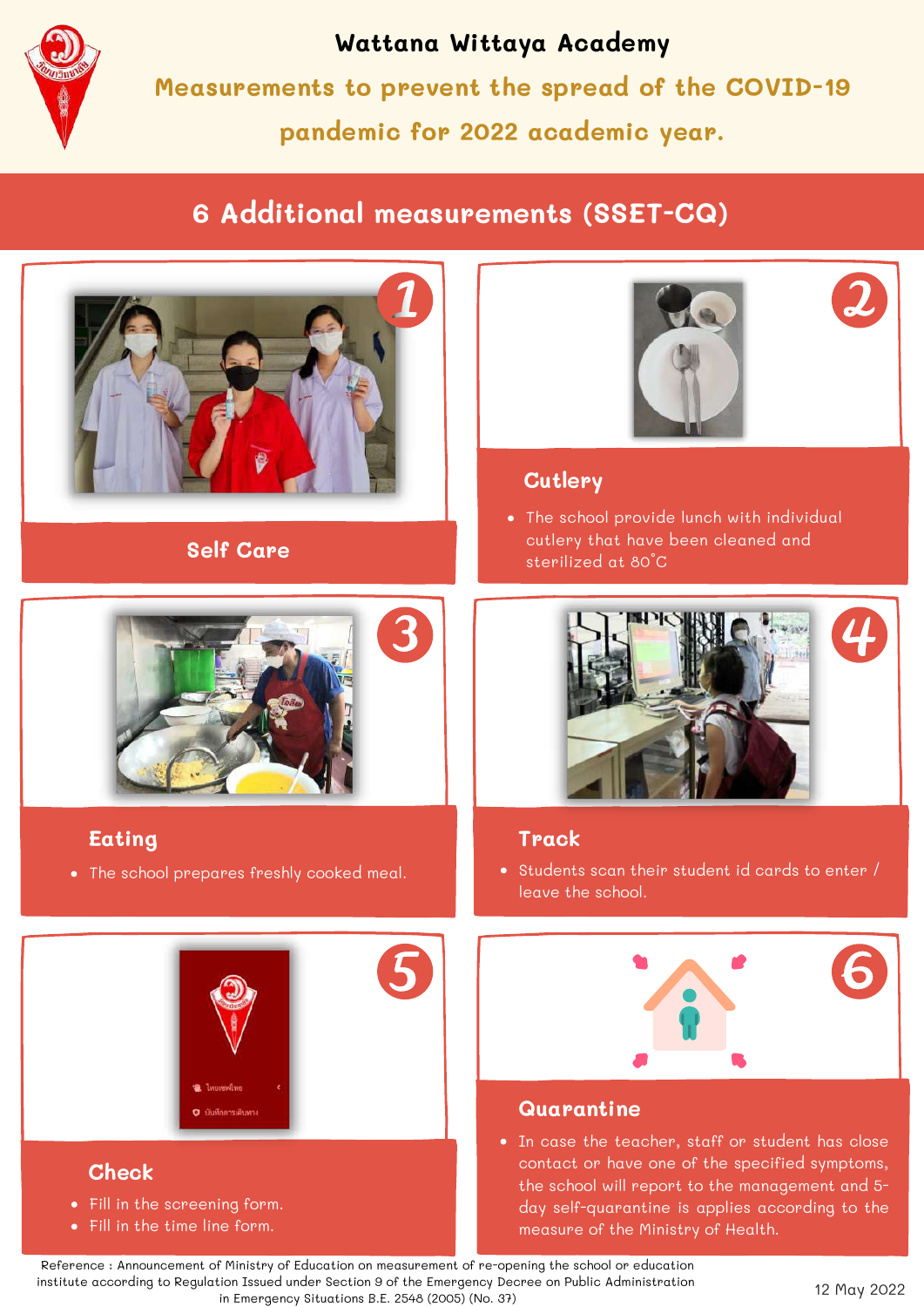# Wattana Wittaya Academy

## Measurements to prevent the spread of the COVID-19 pandemic for 2022 academic year.

## 6 Additional measurements (SSET-CQ)

### 1 Self Care

### 2 Cutlery

- The school provide lunch with individual cutlery that have been cleaned and sterilized at 80˚C

### 3 Eating

- The school prepares freshly cooked meal.

### 4 Track

- Students scan their student id cards to enter / leave the school.

### 5 Check

- Fill in the screening form.
- Fill in the time line form.

### 6 Quarantine

- In case the teacher, staff or student has close contact or have one of the specified symptoms, the school will report to the management and 5-day self-quarantine is applies according to the measure of the Ministry of Health.

Reference : Announcement of Ministry of Education on measurement of re-opening the school or education institute according to Regulation Issued under Section 9 of the Emergency Decree on Public Administration in Emergency Situations B.E. 2548 (2005) (No. 37)

12 May 2022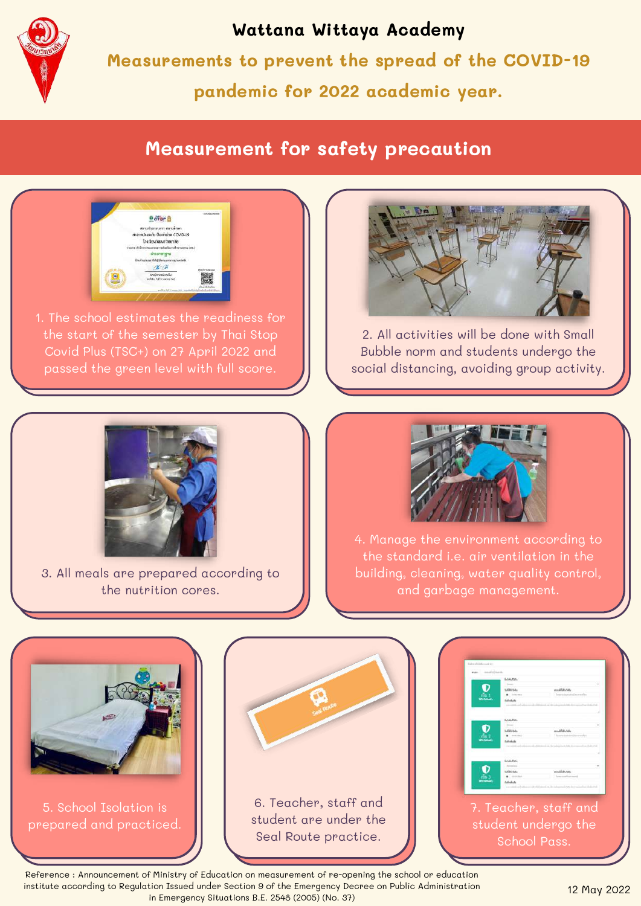# Wattana Wittaya Academy

## Measurements to prevent the spread of the COVID-19 pandemic for 2022 academic year.

## Measurement for safety precaution

1. The school estimates the readiness for the start of the semester by Thai Stop Covid Plus (TSC+) on 27 April 2022 and passed the green level with full score.

2. All activities will be done with Small Bubble norm and students undergo the social distancing, avoiding group activity.

3. All meals are prepared according to the nutrition cores.

4. Manage the environment according to the standard i.e. air ventilation in the building, cleaning, water quality control, and garbage management.

5. School Isolation is prepared and practiced.

6. Teacher, staff and student are under the Seal Route practice.

7. Teacher, staff and student undergo the School Pass.

Reference : Announcement of Ministry of Education on measurement of re-opening the school or education institute according to Regulation Issued under Section 9 of the Emergency Decree on Public Administration in Emergency Situations B.E. 2548 (2005) (No. 37)

12 May 2022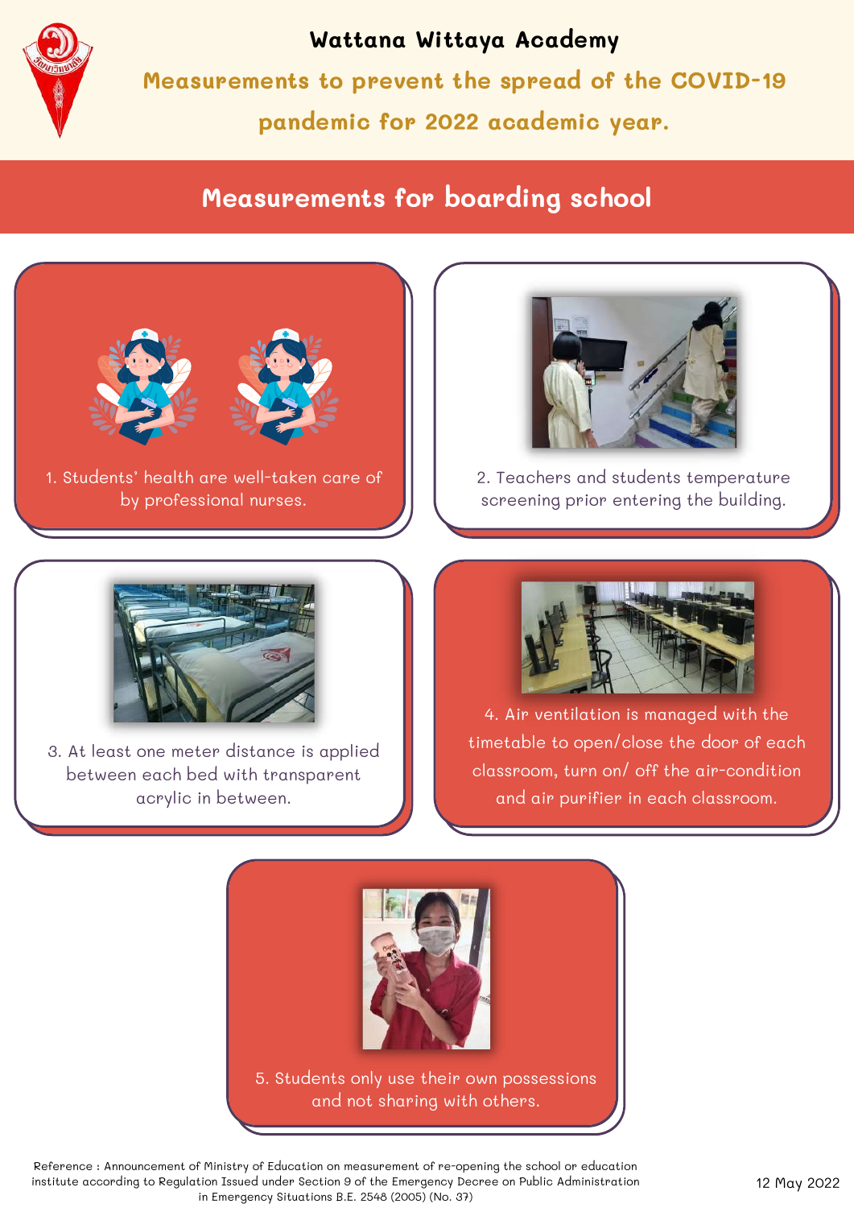# Wattana Wittaya Academy

## Measurements to prevent the spread of the COVID-19 pandemic for 2022 academic year.

## Measurements for boarding school

1. Students' health are well-taken care of by professional nurses.

2. Teachers and students temperature screening prior entering the building.

3. At least one meter distance is applied between each bed with transparent acrylic in between.

4. Air ventilation is managed with the timetable to open/close the door of each classroom, turn on/ off the air-condition and air purifier in each classroom.

5. Students only use their own possessions and not sharing with others.

Reference : Announcement of Ministry of Education on measurement of re-opening the school or education institute according to Regulation Issued under Section 9 of the Emergency Decree on Public Administration in Emergency Situations B.E. 2548 (2005) (No. 37)

12 May 2022